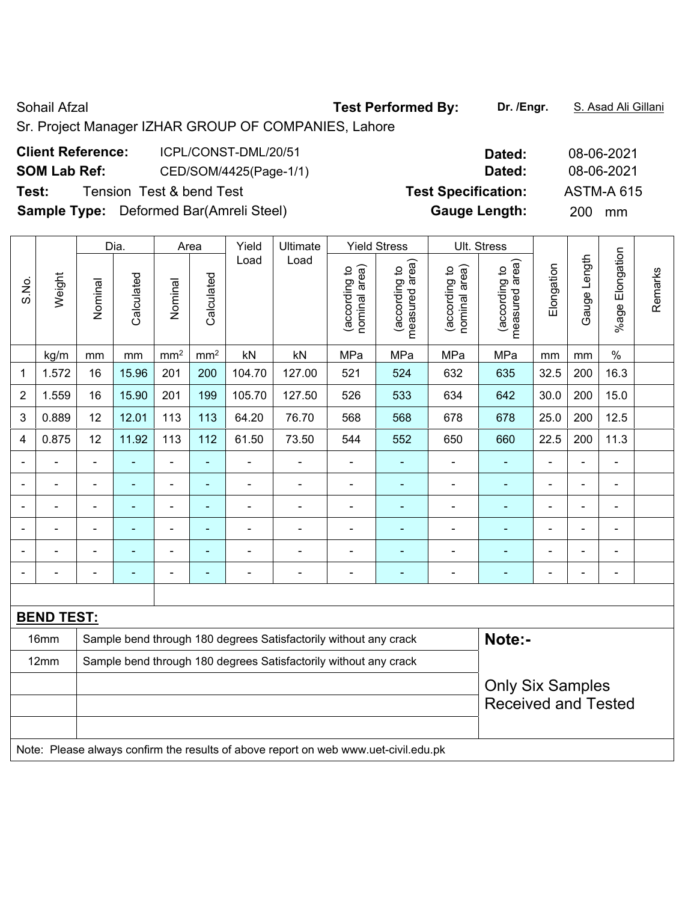Sohail Afzal

Sr. Project Manager IZHAR GROUP OF COMPANIES, Lahore

**Test Performed By:** **Dr. /Engr.** S. Asad Ali Gillani

**Client Reference:** ICPL/CONST-DML/20/51 **Dated:** 08-06-2021

**SOM Lab Ref:** CED/SOM/4425(Page-1/1) **Dated:** 08-06-2021

**Test:** Tension Test & bend Test **Test Specification:** ASTM-A 615

**Sample Type:** Deformed Bar(Amreli Steel) **Gauge Length:** 200 mm

| S.No. | Weight | Dia. | | Area | | Yield Load | Ultimate Load | Yield Stress | | Ult. Stress | | Elongation | Gauge Length | %age Elongation | Remarks |
|---|---|---|---|---|---|---|---|---|---|---|---|---|---|---|---|
| | | Nominal | Calculated | Nominal | Calculated | | | (according to nominal area) | (according to measured area) | (according to nominal area) | (according to measured area) | | | | |
| | kg/m | mm | mm | mm$^2$ | mm$^2$ | kN | kN | MPa | MPa | MPa | MPa | mm | mm | % | |
| 1 | 1.572 | 16 | 15.96 | 201 | 200 | 104.70 | 127.00 | 521 | 524 | 632 | 635 | 32.5 | 200 | 16.3 | |
| 2 | 1.559 | 16 | 15.90 | 201 | 199 | 105.70 | 127.50 | 526 | 533 | 634 | 642 | 30.0 | 200 | 15.0 | |
| 3 | 0.889 | 12 | 12.01 | 113 | 113 | 64.20 | 76.70 | 568 | 568 | 678 | 678 | 25.0 | 200 | 12.5 | |
| 4 | 0.875 | 12 | 11.92 | 113 | 112 | 61.50 | 73.50 | 544 | 552 | 650 | 660 | 22.5 | 200 | 11.3 | |
| - | - | - | - | - | - | - | - | - | - | - | - | - | - | - | |
| - | - | - | - | - | - | - | - | - | - | - | - | - | - | - | |
| - | - | - | - | - | - | - | - | - | - | - | - | - | - | - | |
| - | - | - | - | - | - | - | - | - | - | - | - | - | - | - | |
| - | - | - | - | - | - | - | - | - | - | - | - | - | - | - | |
| - | - | - | - | - | - | - | - | - | - | - | - | - | - | - | |

**BEND TEST:**

| Size | Result |
|---|---|
| 16mm | Sample bend through 180 degrees Satisfactorily without any crack |
| 12mm | Sample bend through 180 degrees Satisfactorily without any crack |

**Note:-**

Only Six Samples Received and Tested

Note: Please always confirm the results of above report on web www.uet-civil.edu.pk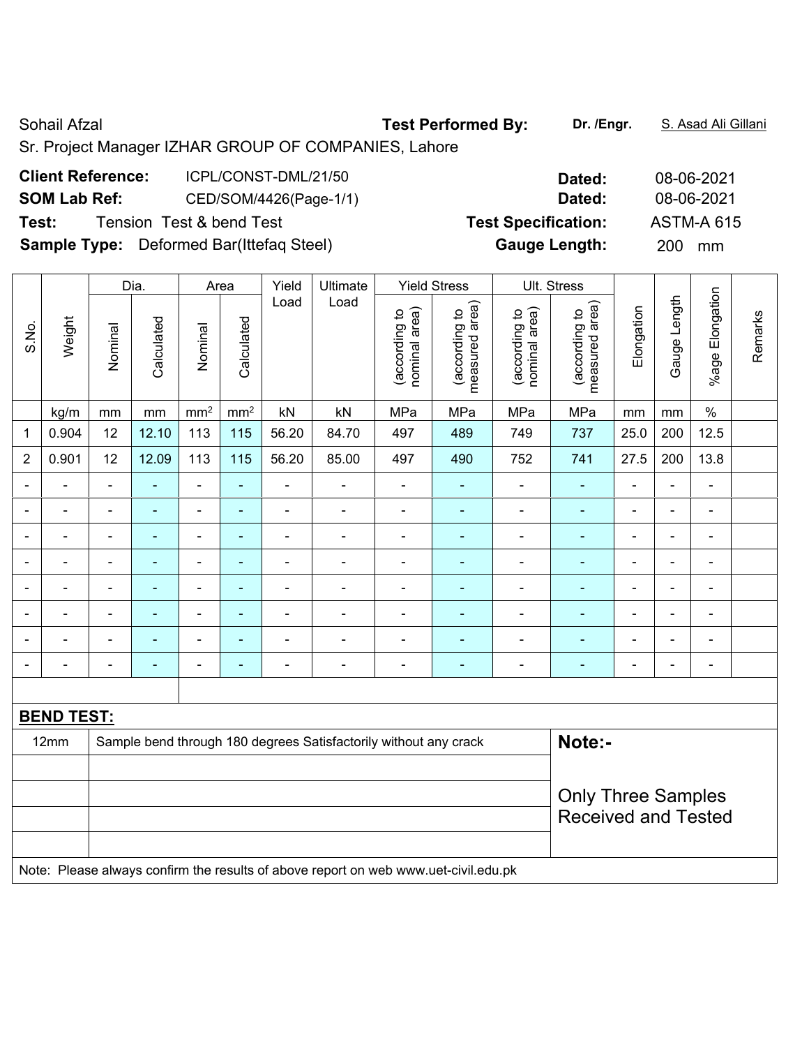Sohail Afzal

Sr. Project Manager IZHAR GROUP OF COMPANIES, Lahore

**Test Performed By:** **Dr. /Engr.** S. Asad Ali Gillani

**Client Reference:** ICPL/CONST-DML/21/50 **Dated:** 08-06-2021

**SOM Lab Ref:** CED/SOM/4426(Page-1/1) **Dated:** 08-06-2021

**Test:** Tension Test & bend Test **Test Specification:** ASTM-A 615

**Sample Type:** Deformed Bar(Ittefaq Steel) **Gauge Length:** 200 mm

| S.No. | Weight | Dia. | | Area | | Yield Load | Ultimate Load | Yield Stress | | Ult. Stress | | Elongation | Gauge Length | %age Elongation | Remarks |
|---|---|---|---|---|---|---|---|---|---|---|---|---|---|---|---|
| | | Nominal | Calculated | Nominal | Calculated | | | (according to nominal area) | (according to measured area) | (according to nominal area) | (according to measured area) | | | | |
| | kg/m | mm | mm | $mm^2$ | $mm^2$ | kN | kN | MPa | MPa | MPa | MPa | mm | mm | % | |
| 1 | 0.904 | 12 | 12.10 | 113 | 115 | 56.20 | 84.70 | 497 | 489 | 749 | 737 | 25.0 | 200 | 12.5 | |
| 2 | 0.901 | 12 | 12.09 | 113 | 115 | 56.20 | 85.00 | 497 | 490 | 752 | 741 | 27.5 | 200 | 13.8 | |
| - | - | - | - | - | - | - | - | - | - | - | - | - | - | - | |
| - | - | - | - | - | - | - | - | - | - | - | - | - | - | - | |
| - | - | - | - | - | - | - | - | - | - | - | - | - | - | - | |
| - | - | - | - | - | - | - | - | - | - | - | - | - | - | - | |
| - | - | - | - | - | - | - | - | - | - | - | - | - | - | - | |
| - | - | - | - | - | - | - | - | - | - | - | - | - | - | - | |
| - | - | - | - | - | - | - | - | - | - | - | - | - | - | - | |
| - | - | - | - | - | - | - | - | - | - | - | - | - | - | - | |

**BEND TEST:**

| | | |
|---|---|---|
| 12mm | Sample bend through 180 degrees Satisfactorily without any crack | **Note:-** |
| | | Only Three Samples Received and Tested |

Note: Please always confirm the results of above report on web www.uet-civil.edu.pk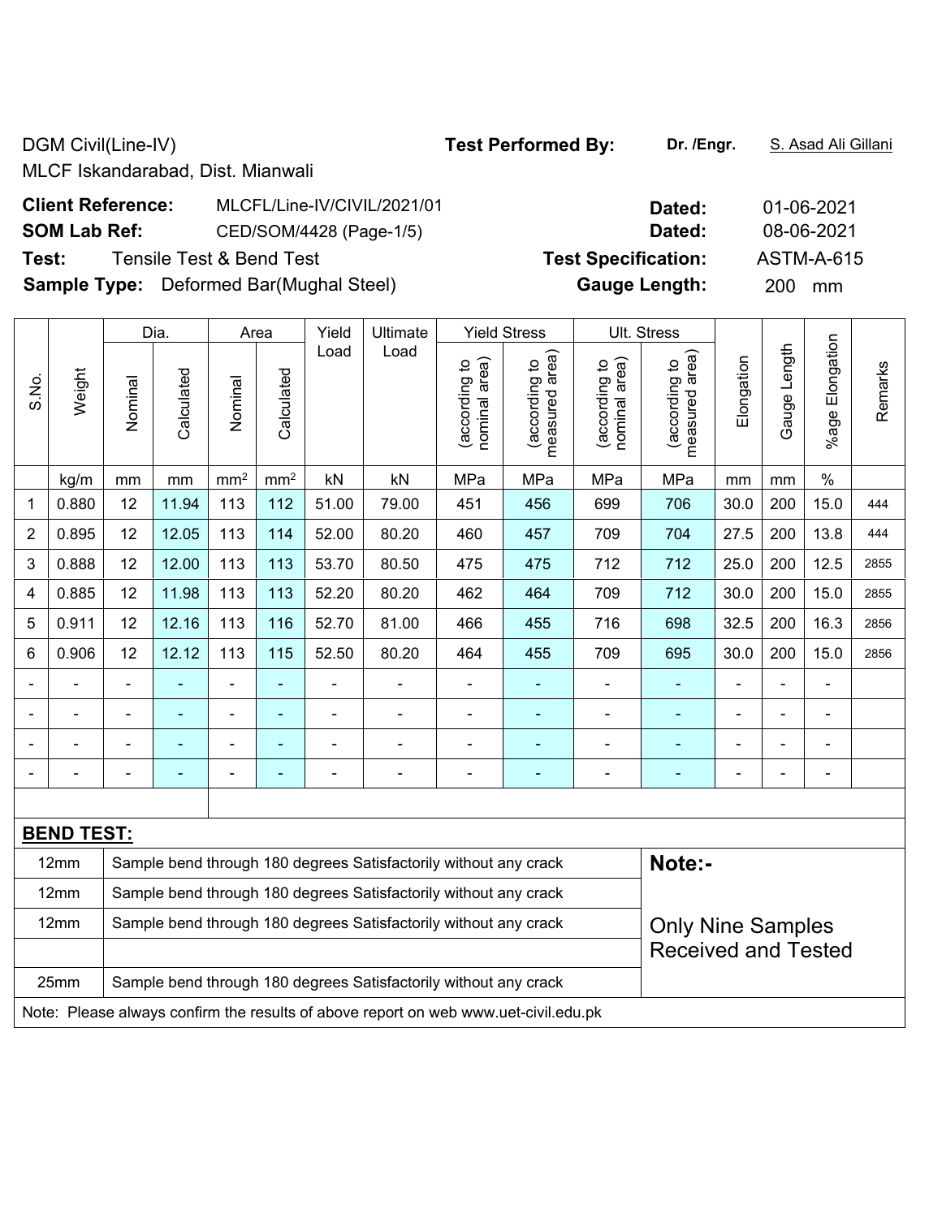DGM Civil(Line-IV)
MLCF Iskandarabad, Dist. Mianwali

**Test Performed By:** **Dr. /Engr.** S. Asad Ali Gillani

**Client Reference:** MLCFL/Line-IV/CIVIL/2021/01 **Dated:** 01-06-2021

**SOM Lab Ref:** CED/SOM/4428 (Page-1/5) **Dated:** 08-06-2021

**Test:** Tensile Test & Bend Test **Test Specification:** ASTM-A-615

**Sample Type:** Deformed Bar(Mughal Steel) **Gauge Length:** 200 mm

| S.No. | Weight | Dia. | | Area | | Yield Load | Ultimate Load | Yield Stress | | Ult. Stress | | Elongation | Gauge Length | %age Elongation | Remarks |
|---|---|---|---|---|---|---|---|---|---|---|---|---|---|---|---|
| | | Nominal | Calculated | Nominal | Calculated | | | (according to nominal area) | (according to measured area) | (according to nominal area) | (according to measured area) | | | | |
| | kg/m | mm | mm | mm² | mm² | kN | kN | MPa | MPa | MPa | MPa | mm | mm | % | |
| 1 | 0.880 | 12 | 11.94 | 113 | 112 | 51.00 | 79.00 | 451 | 456 | 699 | 706 | 30.0 | 200 | 15.0 | 444 |
| 2 | 0.895 | 12 | 12.05 | 113 | 114 | 52.00 | 80.20 | 460 | 457 | 709 | 704 | 27.5 | 200 | 13.8 | 444 |
| 3 | 0.888 | 12 | 12.00 | 113 | 113 | 53.70 | 80.50 | 475 | 475 | 712 | 712 | 25.0 | 200 | 12.5 | 2855 |
| 4 | 0.885 | 12 | 11.98 | 113 | 113 | 52.20 | 80.20 | 462 | 464 | 709 | 712 | 30.0 | 200 | 15.0 | 2855 |
| 5 | 0.911 | 12 | 12.16 | 113 | 116 | 52.70 | 81.00 | 466 | 455 | 716 | 698 | 32.5 | 200 | 16.3 | 2856 |
| 6 | 0.906 | 12 | 12.12 | 113 | 115 | 52.50 | 80.20 | 464 | 455 | 709 | 695 | 30.0 | 200 | 15.0 | 2856 |
| - | - | - | - | - | - | - | - | - | - | - | - | - | - | - | |
| - | - | - | - | - | - | - | - | - | - | - | - | - | - | - | |
| - | - | - | - | - | - | - | - | - | - | - | - | - | - | - | |
| - | - | - | - | - | - | - | - | - | - | - | - | - | - | - | |

**BEND TEST:**

| | | |
|---|---|---|
| 12mm | Sample bend through 180 degrees Satisfactorily without any crack | **Note:-** |
| 12mm | Sample bend through 180 degrees Satisfactorily without any crack | |
| 12mm | Sample bend through 180 degrees Satisfactorily without any crack | Only Nine Samples Received and Tested |
| | | |
| 25mm | Sample bend through 180 degrees Satisfactorily without any crack | |

Note: Please always confirm the results of above report on web www.uet-civil.edu.pk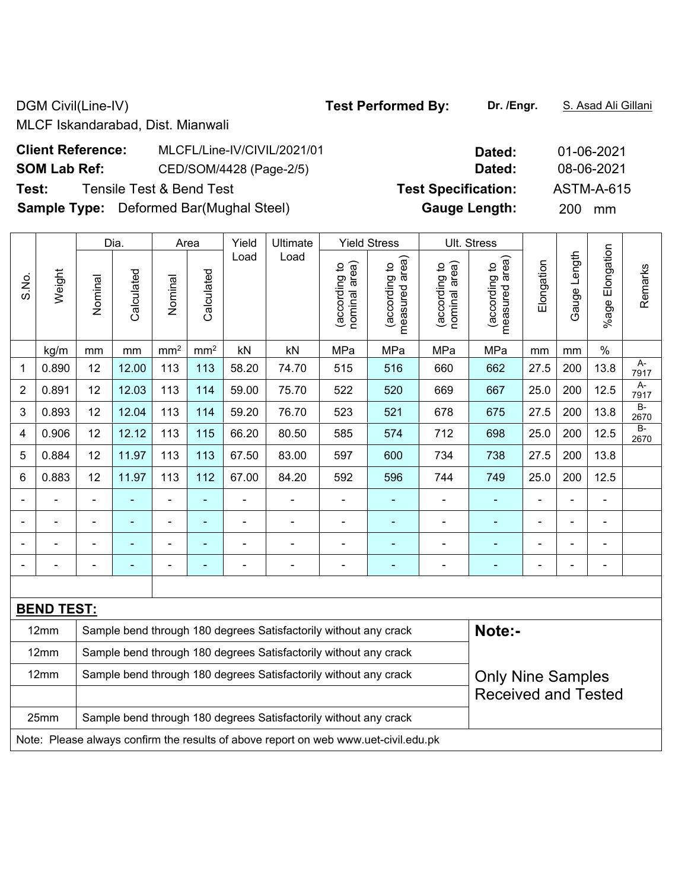DGM Civil(Line-IV)
MLCF Iskandarabad, Dist. Mianwali

**Test Performed By:** Dr. /Engr. S. Asad Ali Gillani

**Client Reference:** MLCFL/Line-IV/CIVIL/2021/01 **Dated:** 01-06-2021

**SOM Lab Ref:** CED/SOM/4428 (Page-2/5) **Dated:** 08-06-2021

**Test:** Tensile Test & Bend Test **Test Specification:** ASTM-A-615

**Sample Type:** Deformed Bar(Mughal Steel) **Gauge Length:** 200 mm

| S.No. | Weight | Dia. | | Area | | Yield Load | Ultimate Load | Yield Stress | | Ult. Stress | | Elongation | Gauge Length | %age Elongation | Remarks |
|---|---|---|---|---|---|---|---|---|---|---|---|---|---|---|---|
| | | Nominal | Calculated | Nominal | Calculated | | | (according to nominal area) | (according to measured area) | (according to nominal area) | (according to measured area) | | | | |
| | kg/m | mm | mm | mm² | mm² | kN | kN | MPa | MPa | MPa | MPa | mm | mm | % | |
| 1 | 0.890 | 12 | 12.00 | 113 | 113 | 58.20 | 74.70 | 515 | 516 | 660 | 662 | 27.5 | 200 | 13.8 | A-7917 |
| 2 | 0.891 | 12 | 12.03 | 113 | 114 | 59.00 | 75.70 | 522 | 520 | 669 | 667 | 25.0 | 200 | 12.5 | A-7917 |
| 3 | 0.893 | 12 | 12.04 | 113 | 114 | 59.20 | 76.70 | 523 | 521 | 678 | 675 | 27.5 | 200 | 13.8 | B-2670 |
| 4 | 0.906 | 12 | 12.12 | 113 | 115 | 66.20 | 80.50 | 585 | 574 | 712 | 698 | 25.0 | 200 | 12.5 | B-2670 |
| 5 | 0.884 | 12 | 11.97 | 113 | 113 | 67.50 | 83.00 | 597 | 600 | 734 | 738 | 27.5 | 200 | 13.8 | |
| 6 | 0.883 | 12 | 11.97 | 113 | 112 | 67.00 | 84.20 | 592 | 596 | 744 | 749 | 25.0 | 200 | 12.5 | |
| - | - | - | - | - | - | - | - | - | - | - | - | - | - | - | |
| - | - | - | - | - | - | - | - | - | - | - | - | - | - | - | |
| - | - | - | - | - | - | - | - | - | - | - | - | - | - | - | |
| - | - | - | - | - | - | - | - | - | - | - | - | - | - | - | |

**BEND TEST:**

| Size | Result | Note:- |
|---|---|---|
| 12mm | Sample bend through 180 degrees Satisfactorily without any crack | |
| 12mm | Sample bend through 180 degrees Satisfactorily without any crack | |
| 12mm | Sample bend through 180 degrees Satisfactorily without any crack | Only Nine Samples Received and Tested |
| | | |
| 25mm | Sample bend through 180 degrees Satisfactorily without any crack | |

Note: Please always confirm the results of above report on web www.uet-civil.edu.pk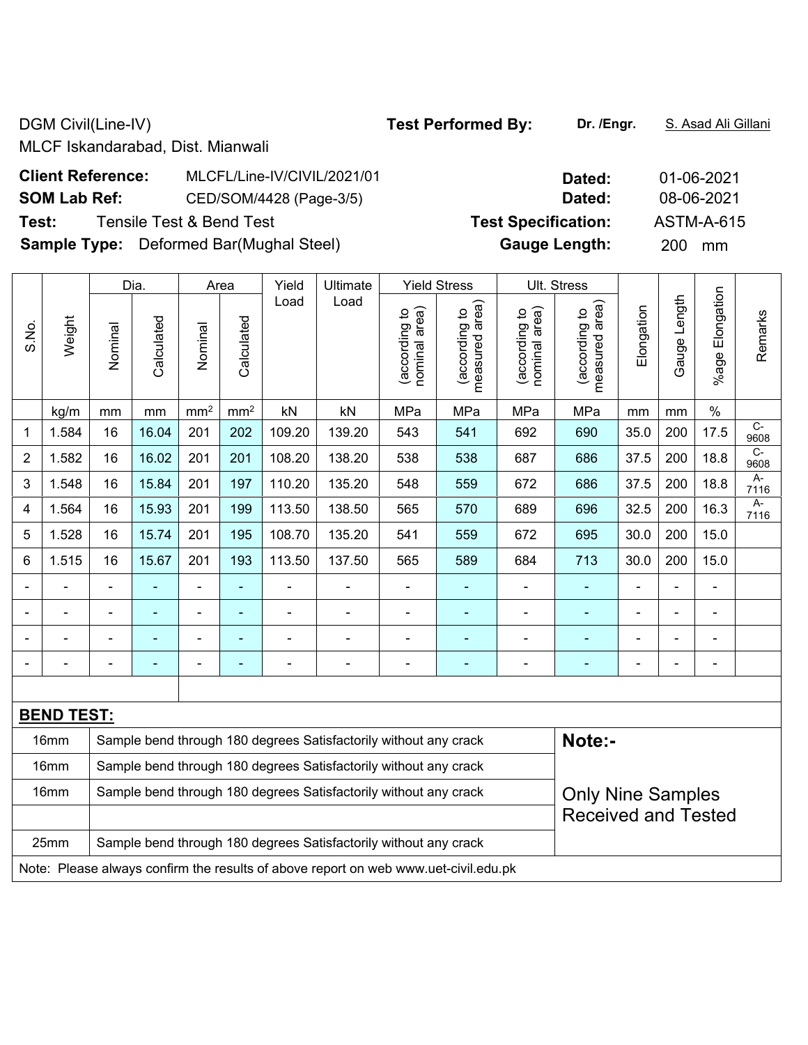DGM Civil(Line-IV)
MLCF Iskandarabad, Dist. Mianwali

**Test Performed By:** **Dr. /Engr.** S. Asad Ali Gillani

**Client Reference:** MLCFL/Line-IV/CIVIL/2021/01 **Dated:** 01-06-2021

**SOM Lab Ref:** CED/SOM/4428 (Page-3/5) **Dated:** 08-06-2021

**Test:** Tensile Test & Bend Test **Test Specification:** ASTM-A-615

**Sample Type:** Deformed Bar(Mughal Steel) **Gauge Length:** 200 mm

| S.No. | Weight | Dia. | | Area | | Yield Load | Ultimate Load | Yield Stress | | Ult. Stress | | Elongation | Gauge Length | %age Elongation | Remarks |
|---|---|---|---|---|---|---|---|---|---|---|---|---|---|---|---|
| | | Nominal | Calculated | Nominal | Calculated | | | (according to nominal area) | (according to measured area) | (according to nominal area) | (according to measured area) | | | | |
| | kg/m | mm | mm | mm² | mm² | kN | kN | MPa | MPa | MPa | MPa | mm | mm | % | |
| 1 | 1.584 | 16 | 16.04 | 201 | 202 | 109.20 | 139.20 | 543 | 541 | 692 | 690 | 35.0 | 200 | 17.5 | C-9608 |
| 2 | 1.582 | 16 | 16.02 | 201 | 201 | 108.20 | 138.20 | 538 | 538 | 687 | 686 | 37.5 | 200 | 18.8 | C-9608 |
| 3 | 1.548 | 16 | 15.84 | 201 | 197 | 110.20 | 135.20 | 548 | 559 | 672 | 686 | 37.5 | 200 | 18.8 | A-7116 |
| 4 | 1.564 | 16 | 15.93 | 201 | 199 | 113.50 | 138.50 | 565 | 570 | 689 | 696 | 32.5 | 200 | 16.3 | A-7116 |
| 5 | 1.528 | 16 | 15.74 | 201 | 195 | 108.70 | 135.20 | 541 | 559 | 672 | 695 | 30.0 | 200 | 15.0 | |
| 6 | 1.515 | 16 | 15.67 | 201 | 193 | 113.50 | 137.50 | 565 | 589 | 684 | 713 | 30.0 | 200 | 15.0 | |
| - | - | - | - | - | - | - | - | - | - | - | - | - | - | - | |
| - | - | - | - | - | - | - | - | - | - | - | - | - | - | - | |
| - | - | - | - | - | - | - | - | - | - | - | - | - | - | - | |
| - | - | - | - | - | - | - | - | - | - | - | - | - | - | - | |

**BEND TEST:**

| Size | Result | Note |
|---|---|---|
| 16mm | Sample bend through 180 degrees Satisfactorily without any crack | **Note:-** |
| 16mm | Sample bend through 180 degrees Satisfactorily without any crack | |
| 16mm | Sample bend through 180 degrees Satisfactorily without any crack | Only Nine Samples Received and Tested |
| | | |
| 25mm | Sample bend through 180 degrees Satisfactorily without any crack | |

Note: Please always confirm the results of above report on web www.uet-civil.edu.pk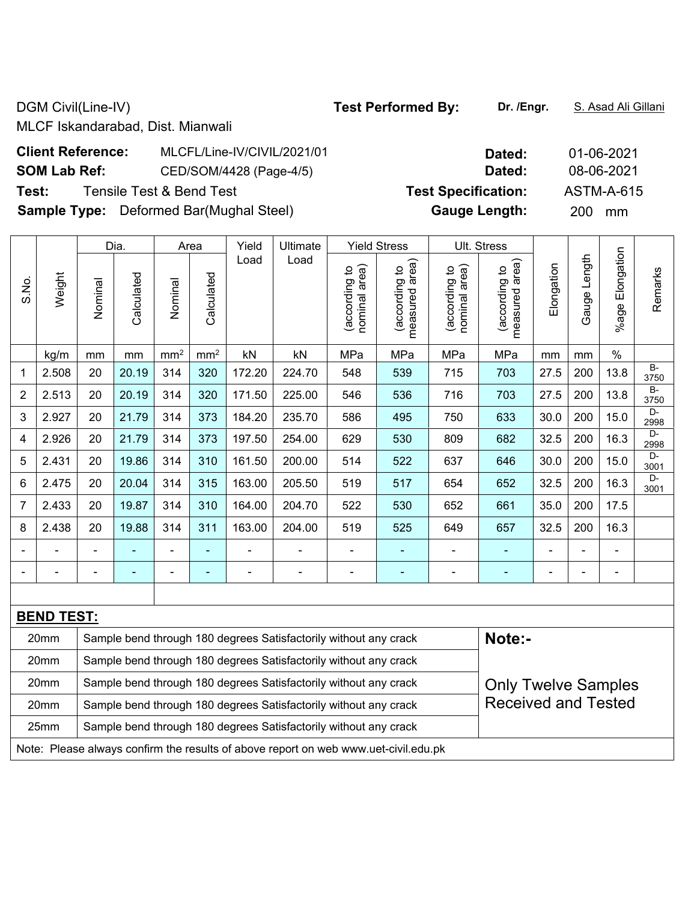DGM Civil(Line-IV)
MLCF Iskandarabad, Dist. Mianwali

**Test Performed By:** Dr. /Engr. S. Asad Ali Gillani

**Client Reference:** MLCFL/Line-IV/CIVIL/2021/01 **Dated:** 01-06-2021

**SOM Lab Ref:** CED/SOM/4428 (Page-4/5) **Dated:** 08-06-2021

**Test:** Tensile Test & Bend Test **Test Specification:** ASTM-A-615

**Sample Type:** Deformed Bar(Mughal Steel) **Gauge Length:** 200 mm

| S.No. | Weight | Dia. | | Area | | Yield Load | Ultimate Load | Yield Stress | | Ult. Stress | | Elongation | Gauge Length | %age Elongation | Remarks |
|---|---|---|---|---|---|---|---|---|---|---|---|---|---|---|---|
| | | Nominal | Calculated | Nominal | Calculated | | | (according to nominal area) | (according to measured area) | (according to nominal area) | (according to measured area) | | | | |
| | kg/m | mm | mm | mm$^2$ | mm$^2$ | kN | kN | MPa | MPa | MPa | MPa | mm | mm | % | |
| 1 | 2.508 | 20 | 20.19 | 314 | 320 | 172.20 | 224.70 | 548 | 539 | 715 | 703 | 27.5 | 200 | 13.8 | B-3750 |
| 2 | 2.513 | 20 | 20.19 | 314 | 320 | 171.50 | 225.00 | 546 | 536 | 716 | 703 | 27.5 | 200 | 13.8 | B-3750 |
| 3 | 2.927 | 20 | 21.79 | 314 | 373 | 184.20 | 235.70 | 586 | 495 | 750 | 633 | 30.0 | 200 | 15.0 | D-2998 |
| 4 | 2.926 | 20 | 21.79 | 314 | 373 | 197.50 | 254.00 | 629 | 530 | 809 | 682 | 32.5 | 200 | 16.3 | D-2998 |
| 5 | 2.431 | 20 | 19.86 | 314 | 310 | 161.50 | 200.00 | 514 | 522 | 637 | 646 | 30.0 | 200 | 15.0 | D-3001 |
| 6 | 2.475 | 20 | 20.04 | 314 | 315 | 163.00 | 205.50 | 519 | 517 | 654 | 652 | 32.5 | 200 | 16.3 | D-3001 |
| 7 | 2.433 | 20 | 19.87 | 314 | 310 | 164.00 | 204.70 | 522 | 530 | 652 | 661 | 35.0 | 200 | 17.5 | |
| 8 | 2.438 | 20 | 19.88 | 314 | 311 | 163.00 | 204.00 | 519 | 525 | 649 | 657 | 32.5 | 200 | 16.3 | |
| - | - | - | - | - | - | - | - | - | - | - | - | - | - | - | |
| - | - | - | - | - | - | - | - | - | - | - | - | - | - | - | |

**BEND TEST:**

| Size | Result |
|---|---|
| 20mm | Sample bend through 180 degrees Satisfactorily without any crack |
| 20mm | Sample bend through 180 degrees Satisfactorily without any crack |
| 20mm | Sample bend through 180 degrees Satisfactorily without any crack |
| 20mm | Sample bend through 180 degrees Satisfactorily without any crack |
| 25mm | Sample bend through 180 degrees Satisfactorily without any crack |

**Note:-**

Only Twelve Samples Received and Tested

Note: Please always confirm the results of above report on web www.uet-civil.edu.pk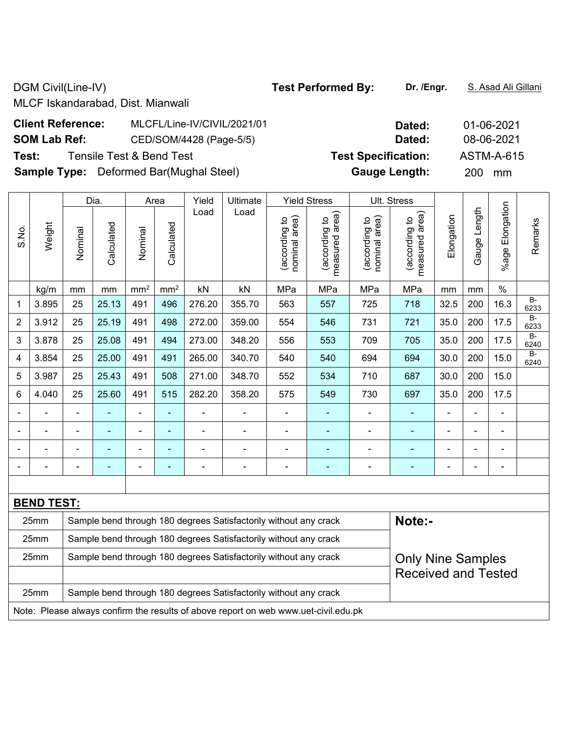DGM Civil(Line-IV)
MLCF Iskandarabad, Dist. Mianwali

**Test Performed By:** **Dr. /Engr.** S. Asad Ali Gillani

**Client Reference:** MLCFL/Line-IV/CIVIL/2021/01 **Dated:** 01-06-2021

**SOM Lab Ref:** CED/SOM/4428 (Page-5/5) **Dated:** 08-06-2021

**Test:** Tensile Test & Bend Test **Test Specification:** ASTM-A-615

**Sample Type:** Deformed Bar(Mughal Steel) **Gauge Length:** 200 mm

| S.No. | Weight | Dia. | | Area | | Yield Load | Ultimate Load | Yield Stress | | Ult. Stress | | Elongation | Gauge Length | %age Elongation | Remarks |
|---|---|---|---|---|---|---|---|---|---|---|---|---|---|---|---|
| | | Nominal | Calculated | Nominal | Calculated | | | (according to nominal area) | (according to measured area) | (according to nominal area) | (according to measured area) | | | | |
| | kg/m | mm | mm | mm² | mm² | kN | kN | MPa | MPa | MPa | MPa | mm | mm | % | |
| 1 | 3.895 | 25 | 25.13 | 491 | 496 | 276.20 | 355.70 | 563 | 557 | 725 | 718 | 32.5 | 200 | 16.3 | B-6233 |
| 2 | 3.912 | 25 | 25.19 | 491 | 498 | 272.00 | 359.00 | 554 | 546 | 731 | 721 | 35.0 | 200 | 17.5 | B-6233 |
| 3 | 3.878 | 25 | 25.08 | 491 | 494 | 273.00 | 348.20 | 556 | 553 | 709 | 705 | 35.0 | 200 | 17.5 | B-6240 |
| 4 | 3.854 | 25 | 25.00 | 491 | 491 | 265.00 | 340.70 | 540 | 540 | 694 | 694 | 30.0 | 200 | 15.0 | B-6240 |
| 5 | 3.987 | 25 | 25.43 | 491 | 508 | 271.00 | 348.70 | 552 | 534 | 710 | 687 | 30.0 | 200 | 15.0 | |
| 6 | 4.040 | 25 | 25.60 | 491 | 515 | 282.20 | 358.20 | 575 | 549 | 730 | 697 | 35.0 | 200 | 17.5 | |
| - | - | - | - | - | - | - | - | - | - | - | - | - | - | - | |
| - | - | - | - | - | - | - | - | - | - | - | - | - | - | - | |
| - | - | - | - | - | - | - | - | - | - | - | - | - | - | - | |
| - | - | - | - | - | - | - | - | - | - | - | - | - | - | - | |

**BEND TEST:**

| | | |
|---|---|---|
| 25mm | Sample bend through 180 degrees Satisfactorily without any crack | **Note:-** |
| 25mm | Sample bend through 180 degrees Satisfactorily without any crack | |
| 25mm | Sample bend through 180 degrees Satisfactorily without any crack | Only Nine Samples Received and Tested |
| | | |
| 25mm | Sample bend through 180 degrees Satisfactorily without any crack | |

Note: Please always confirm the results of above report on web www.uet-civil.edu.pk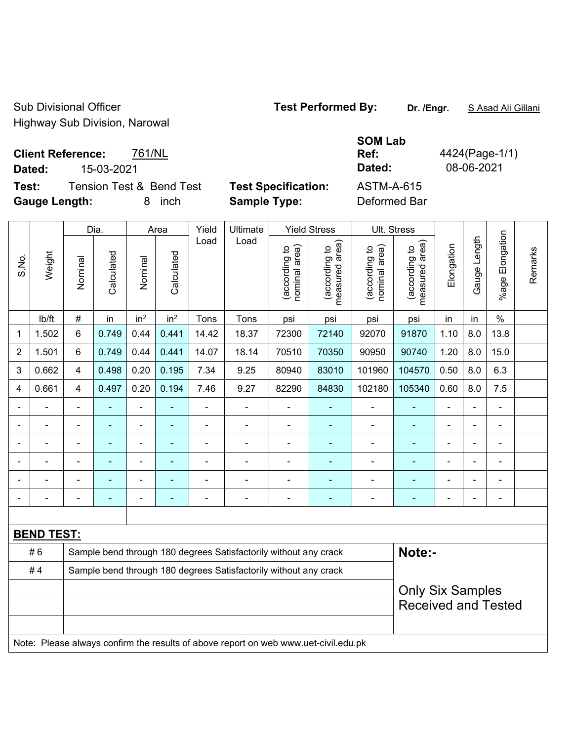Sub Divisional Officer
Highway Sub Division, Narowal

**Test Performed By:** **Dr. /Engr.** S Asad Ali Gillani

**Client Reference:** 761/NL
**Dated:** 15-03-2021

**SOM Lab Ref:** 4424(Page-1/1)
**Dated:** 08-06-2021

**Test:** Tension Test & Bend Test
**Gauge Length:** 8 inch

**Test Specification:** ASTM-A-615
**Sample Type:** Deformed Bar

| S.No. | Weight | Dia. | | Area | | Yield Load | Ultimate Load | Yield Stress | | Ult. Stress | | Elongation | Gauge Length | %age Elongation | Remarks |
|---|---|---|---|---|---|---|---|---|---|---|---|---|---|---|---|
| | | Nominal | Calculated | Nominal | Calculated | | | (according to nominal area) | (according to measured area) | (according to nominal area) | (according to measured area) | | | | |
| | lb/ft | # | in | in² | in² | Tons | Tons | psi | psi | psi | psi | in | in | % | |
| 1 | 1.502 | 6 | 0.749 | 0.44 | 0.441 | 14.42 | 18.37 | 72300 | 72140 | 92070 | 91870 | 1.10 | 8.0 | 13.8 | |
| 2 | 1.501 | 6 | 0.749 | 0.44 | 0.441 | 14.07 | 18.14 | 70510 | 70350 | 90950 | 90740 | 1.20 | 8.0 | 15.0 | |
| 3 | 0.662 | 4 | 0.498 | 0.20 | 0.195 | 7.34 | 9.25 | 80940 | 83010 | 101960 | 104570 | 0.50 | 8.0 | 6.3 | |
| 4 | 0.661 | 4 | 0.497 | 0.20 | 0.194 | 7.46 | 9.27 | 82290 | 84830 | 102180 | 105340 | 0.60 | 8.0 | 7.5 | |
| - | - | - | - | - | - | - | - | - | - | - | - | - | - | - | |
| - | - | - | - | - | - | - | - | - | - | - | - | - | - | - | |
| - | - | - | - | - | - | - | - | - | - | - | - | - | - | - | |
| - | - | - | - | - | - | - | - | - | - | - | - | - | - | - | |
| - | - | - | - | - | - | - | - | - | - | - | - | - | - | - | |
| - | - | - | - | - | - | - | - | - | - | - | - | - | - | - | |

**BEND TEST:**

| | | |
|---|---|---|
| # 6 | Sample bend through 180 degrees Satisfactorily without any crack | **Note:-** |
| # 4 | Sample bend through 180 degrees Satisfactorily without any crack | Only Six Samples Received and Tested |

Note: Please always confirm the results of above report on web www.uet-civil.edu.pk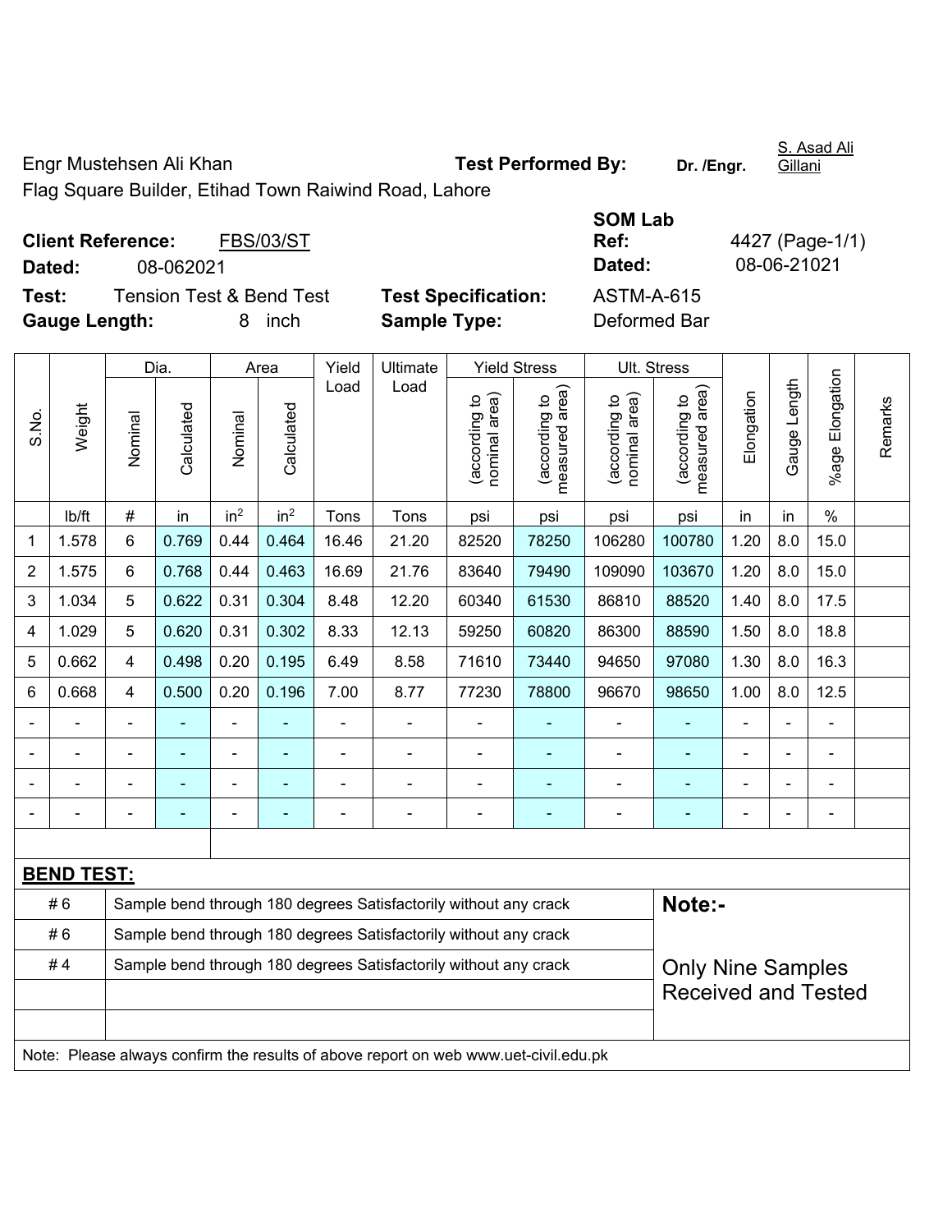Engr Mustehsen Ali Khan

Flag Square Builder, Etihad Town Raiwind Road, Lahore

**Test Performed By:** Dr. /Engr. S. Asad Ali Gillani

**Client Reference:** FBS/03/ST

**Dated:** 08-062021

**SOM Lab Ref:** 4427 (Page-1/1)

**Dated:** 08-06-21021

**Test:** Tension Test & Bend Test

**Test Specification:** ASTM-A-615

**Gauge Length:** 8 inch

**Sample Type:** Deformed Bar

| S.No. | Weight | Dia. | | Area | | Yield Load | Ultimate Load | Yield Stress | | Ult. Stress | | Elongation | Gauge Length | %age Elongation | Remarks |
|---|---|---|---|---|---|---|---|---|---|---|---|---|---|---|---|
| | | Nominal | Calculated | Nominal | Calculated | | | (according to nominal area) | (according to measured area) | (according to nominal area) | (according to measured area) | | | | |
| | lb/ft | # | in | in$^2$ | in$^2$ | Tons | Tons | psi | psi | psi | psi | in | in | % | |
| 1 | 1.578 | 6 | 0.769 | 0.44 | 0.464 | 16.46 | 21.20 | 82520 | 78250 | 106280 | 100780 | 1.20 | 8.0 | 15.0 | |
| 2 | 1.575 | 6 | 0.768 | 0.44 | 0.463 | 16.69 | 21.76 | 83640 | 79490 | 109090 | 103670 | 1.20 | 8.0 | 15.0 | |
| 3 | 1.034 | 5 | 0.622 | 0.31 | 0.304 | 8.48 | 12.20 | 60340 | 61530 | 86810 | 88520 | 1.40 | 8.0 | 17.5 | |
| 4 | 1.029 | 5 | 0.620 | 0.31 | 0.302 | 8.33 | 12.13 | 59250 | 60820 | 86300 | 88590 | 1.50 | 8.0 | 18.8 | |
| 5 | 0.662 | 4 | 0.498 | 0.20 | 0.195 | 6.49 | 8.58 | 71610 | 73440 | 94650 | 97080 | 1.30 | 8.0 | 16.3 | |
| 6 | 0.668 | 4 | 0.500 | 0.20 | 0.196 | 7.00 | 8.77 | 77230 | 78800 | 96670 | 98650 | 1.00 | 8.0 | 12.5 | |
| - | - | - | - | - | - | - | - | - | - | - | - | - | - | - | |
| - | - | - | - | - | - | - | - | - | - | - | - | - | - | - | |
| - | - | - | - | - | - | - | - | - | - | - | - | - | - | - | |
| - | - | - | - | - | - | - | - | - | - | - | - | - | - | - | |

**BEND TEST:**

| | |
|---|---|
| # 6 | Sample bend through 180 degrees Satisfactorily without any crack |
| # 6 | Sample bend through 180 degrees Satisfactorily without any crack |
| # 4 | Sample bend through 180 degrees Satisfactorily without any crack |

**Note:-**

Only Nine Samples Received and Tested

Note: Please always confirm the results of above report on web www.uet-civil.edu.pk